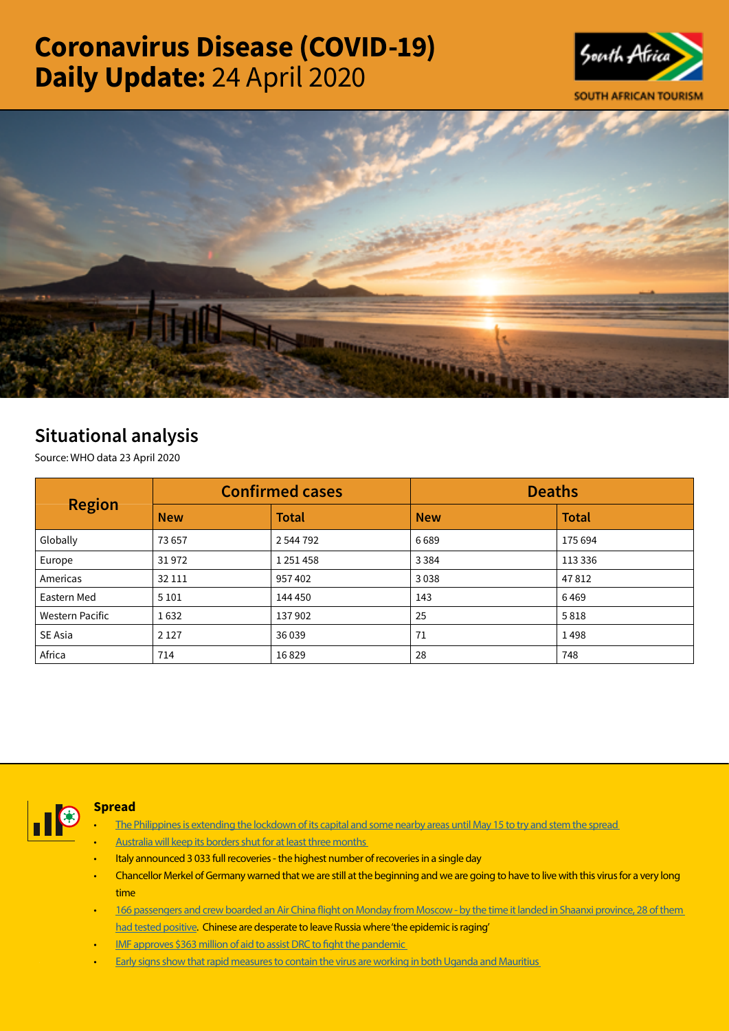# Coronavirus Disease (COVID-19) Daily Update: 24 April 2020

SOUTH AFRICAN TOURISM

## Situational analysis

Source: WHO data 23 April 2020

| Region | Confirmed cases | | Deaths | |
|---|---|---|---|---|
| | New | Total | New | Total |
| Globally | 73 657 | 2 544 792 | 6 689 | 175 694 |
| Europe | 31 972 | 1 251 458 | 3 384 | 113 336 |
| Americas | 32 111 | 957 402 | 3 038 | 47 812 |
| Eastern Med | 5 101 | 144 450 | 143 | 6 469 |
| Western Pacific | 1 632 | 137 902 | 25 | 5 818 |
| SE Asia | 2 127 | 36 039 | 71 | 1 498 |
| Africa | 714 | 16 829 | 28 | 748 |

### Spread

- The Philippines is extending the lockdown of its capital and some nearby areas until May 15 to try and stem the spread
- Australia will keep its borders shut for at least three months
- Italy announced 3 033 full recoveries - the highest number of recoveries in a single day
- Chancellor Merkel of Germany warned that we are still at the beginning and we are going to have to live with this virus for a very long time
- 166 passengers and crew boarded an Air China flight on Monday from Moscow - by the time it landed in Shaanxi province, 28 of them had tested positive. Chinese are desperate to leave Russia where 'the epidemic is raging'
- IMF approves $363 million of aid to assist DRC to fight the pandemic
- Early signs show that rapid measures to contain the virus are working in both Uganda and Mauritius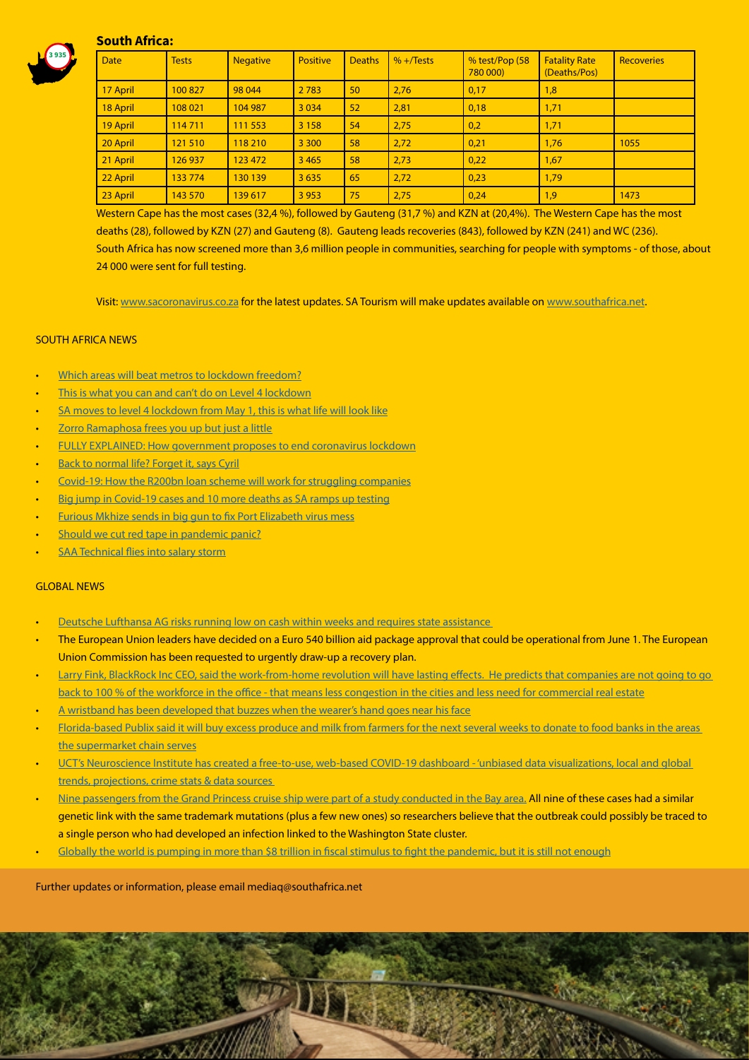## South Africa:

| Date | Tests | Negative | Positive | Deaths | % +/Tests | % test/Pop (58 780 000) | Fatality Rate (Deaths/Pos) | Recoveries |
|---|---|---|---|---|---|---|---|---|
| 17 April | 100 827 | 98 044 | 2 783 | 50 | 2,76 | 0,17 | 1,8 | |
| 18 April | 108 021 | 104 987 | 3 034 | 52 | 2,81 | 0,18 | 1,71 | |
| 19 April | 114 711 | 111 553 | 3 158 | 54 | 2,75 | 0,2 | 1,71 | |
| 20 April | 121 510 | 118 210 | 3 300 | 58 | 2,72 | 0,21 | 1,76 | 1055 |
| 21 April | 126 937 | 123 472 | 3 465 | 58 | 2,73 | 0,22 | 1,67 | |
| 22 April | 133 774 | 130 139 | 3 635 | 65 | 2,72 | 0,23 | 1,79 | |
| 23 April | 143 570 | 139 617 | 3 953 | 75 | 2,75 | 0,24 | 1,9 | 1473 |

Western Cape has the most cases (32,4 %), followed by Gauteng (31,7 %) and KZN at (20,4%). The Western Cape has the most deaths (28), followed by KZN (27) and Gauteng (8). Gauteng leads recoveries (843), followed by KZN (241) and WC (236). South Africa has now screened more than 3,6 million people in communities, searching for people with symptoms - of those, about 24 000 were sent for full testing.

Visit: www.sacoronavirus.co.za for the latest updates. SA Tourism will make updates available on www.southafrica.net.

SOUTH AFRICA NEWS

- Which areas will beat metros to lockdown freedom?
- This is what you can and can't do on Level 4 lockdown
- SA moves to level 4 lockdown from May 1, this is what life will look like
- Zorro Ramaphosa frees you up but just a little
- FULLY EXPLAINED: How government proposes to end coronavirus lockdown
- Back to normal life? Forget it, says Cyril
- Covid-19: How the R200bn loan scheme will work for struggling companies
- Big jump in Covid-19 cases and 10 more deaths as SA ramps up testing
- Furious Mkhize sends in big gun to fix Port Elizabeth virus mess
- Should we cut red tape in pandemic panic?
- SAA Technical flies into salary storm

GLOBAL NEWS

- Deutsche Lufthansa AG risks running low on cash within weeks and requires state assistance
- The European Union leaders have decided on a Euro 540 billion aid package approval that could be operational from June 1. The European Union Commission has been requested to urgently draw-up a recovery plan.
- Larry Fink, BlackRock Inc CEO, said the work-from-home revolution will have lasting effects. He predicts that companies are not going to go back to 100 % of the workforce in the office - that means less congestion in the cities and less need for commercial real estate
- A wristband has been developed that buzzes when the wearer's hand goes near his face
- Florida-based Publix said it will buy excess produce and milk from farmers for the next several weeks to donate to food banks in the areas the supermarket chain serves
- UCT's Neuroscience Institute has created a free-to-use, web-based COVID-19 dashboard -'unbiased data visualizations, local and global trends, projections, crime stats & data sources
- Nine passengers from the Grand Princess cruise ship were part of a study conducted in the Bay area. All nine of these cases had a similar genetic link with the same trademark mutations (plus a few new ones) so researchers believe that the outbreak could possibly be traced to a single person who had developed an infection linked to the Washington State cluster.
- Globally the world is pumping in more than $8 trillion in fiscal stimulus to fight the pandemic, but it is still not enough

Further updates or information, please email mediaq@southafrica.net